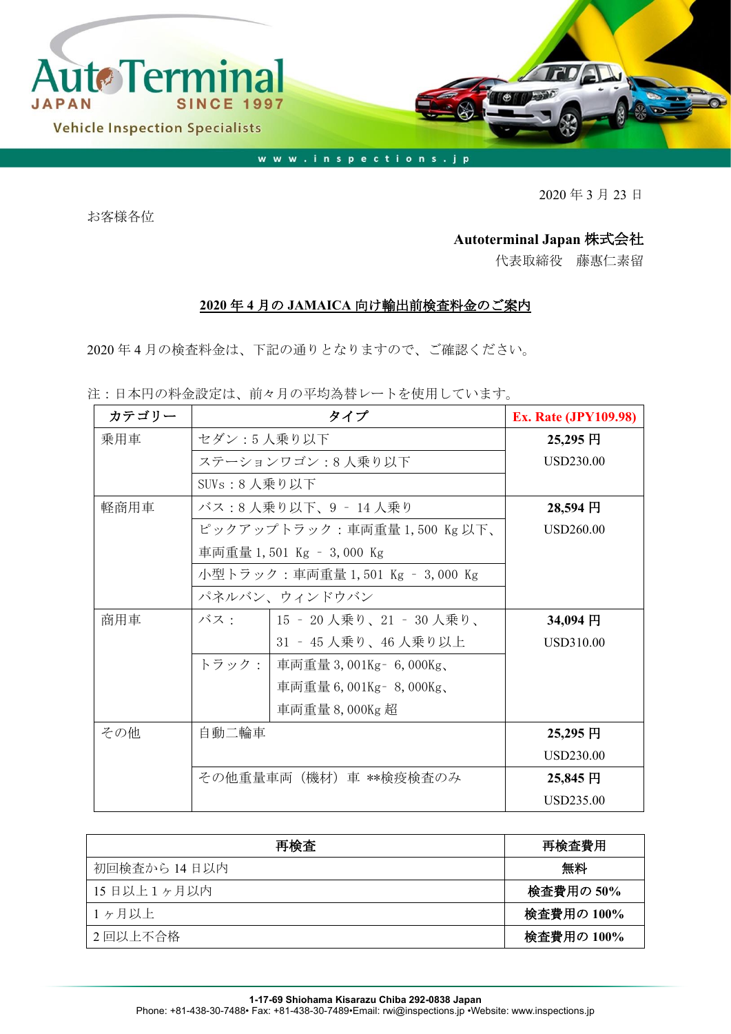AutoTerminal JAPAN SINCE 1997

Vehicle Inspection Specialists

www.inspections.jp

2020 年 3 月 23 日

お客様各位

**Autoterminal Japan 株式会社**

代表取締役　藤惠仁素留

## 2020 年 4 月の JAMAICA 向け輸出前検査料金のご案内

2020 年 4 月の検査料金は、下記の通りとなりますので、ご確認ください。

注：日本円の料金設定は、前々月の平均為替レートを使用しています。

| カテゴリー | タイプ | | Ex. Rate (JPY109.98) |
|---|---|---|---|
| 乗用車 | セダン：5 人乗り以下 | | **25,295 円**<br>USD230.00 |
| | ステーションワゴン：8 人乗り以下 | | |
| | SUVs：8 人乗り以下 | | |
| 軽商用車 | バス：8 人乗り以下、9 – 14 人乗り | | **28,594 円**<br>USD260.00 |
| | ピックアップトラック：車両重量 1,500 Kg 以下、車両重量 1,501 Kg – 3,000 Kg | | |
| | 小型トラック：車両重量 1,501 Kg – 3,000 Kg | | |
| | パネルバン、ウィンドウバン | | |
| 商用車 | バス： | 15 – 20 人乗り、21 – 30 人乗り、31 – 45 人乗り、46 人乗り以上 | **34,094 円**<br>USD310.00 |
| | トラック： | 車両重量 3,001Kg– 6,000Kg、車両重量 6,001Kg– 8,000Kg、車両重量 8,000Kg 超 | |
| その他 | 自動二輪車 | | **25,295 円**<br>USD230.00 |
| | その他重量車両（機材）車 **検疫検査のみ | | **25,845 円**<br>USD235.00 |

| 再検査 | 再検査費用 |
|---|---|
| 初回検査から 14 日以内 | **無料** |
| 15 日以上 1 ヶ月以内 | **検査費用の 50%** |
| 1 ヶ月以上 | **検査費用の 100%** |
| 2 回以上不合格 | **検査費用の 100%** |

**1-17-69 Shiohama Kisarazu Chiba 292-0838 Japan**
Phone: +81-438-30-7488• Fax: +81-438-30-7489•Email: rwi@inspections.jp •Website: www.inspections.jp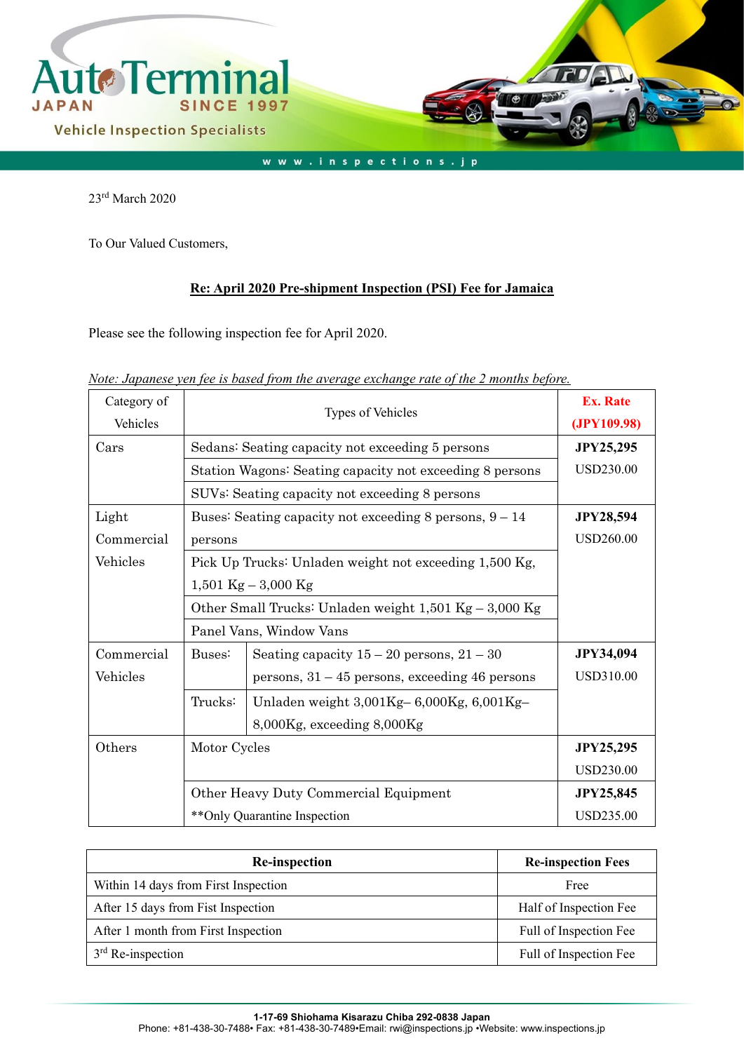AutoTerminal JAPAN SINCE 1997

Vehicle Inspection Specialists

www.inspections.jp

23rd March 2020

To Our Valued Customers,

**Re: April 2020 Pre-shipment Inspection (PSI) Fee for Jamaica**

Please see the following inspection fee for April 2020.

*Note: Japanese yen fee is based from the average exchange rate of the 2 months before.*

| Category of Vehicles | Types of Vehicles | | Ex. Rate (JPY109.98) |
|---|---|---|---|
| Cars | Sedans: Seating capacity not exceeding 5 persons | | **JPY25,295** USD230.00 |
| | Station Wagons: Seating capacity not exceeding 8 persons | | |
| | SUVs: Seating capacity not exceeding 8 persons | | |
| Light Commercial Vehicles | Buses: Seating capacity not exceeding 8 persons, 9 – 14 persons | | **JPY28,594** USD260.00 |
| | Pick Up Trucks: Unladen weight not exceeding 1,500 Kg, 1,501 Kg – 3,000 Kg | | |
| | Other Small Trucks: Unladen weight 1,501 Kg – 3,000 Kg | | |
| | Panel Vans, Window Vans | | |
| Commercial Vehicles | Buses: | Seating capacity 15 – 20 persons, 21 – 30 persons, 31 – 45 persons, exceeding 46 persons | **JPY34,094** USD310.00 |
| | Trucks: | Unladen weight 3,001Kg– 6,000Kg, 6,001Kg– 8,000Kg, exceeding 8,000Kg | |
| Others | Motor Cycles | | **JPY25,295** USD230.00 |
| | Other Heavy Duty Commercial Equipment **Only Quarantine Inspection | | **JPY25,845** USD235.00 |

| **Re-inspection** | **Re-inspection Fees** |
|---|---|
| Within 14 days from First Inspection | Free |
| After 15 days from Fist Inspection | Half of Inspection Fee |
| After 1 month from First Inspection | Full of Inspection Fee |
| 3rd Re-inspection | Full of Inspection Fee |

**1-17-69 Shiohama Kisarazu Chiba 292-0838 Japan**
Phone: +81-438-30-7488• Fax: +81-438-30-7489•Email: rwi@inspections.jp •Website: www.inspections.jp